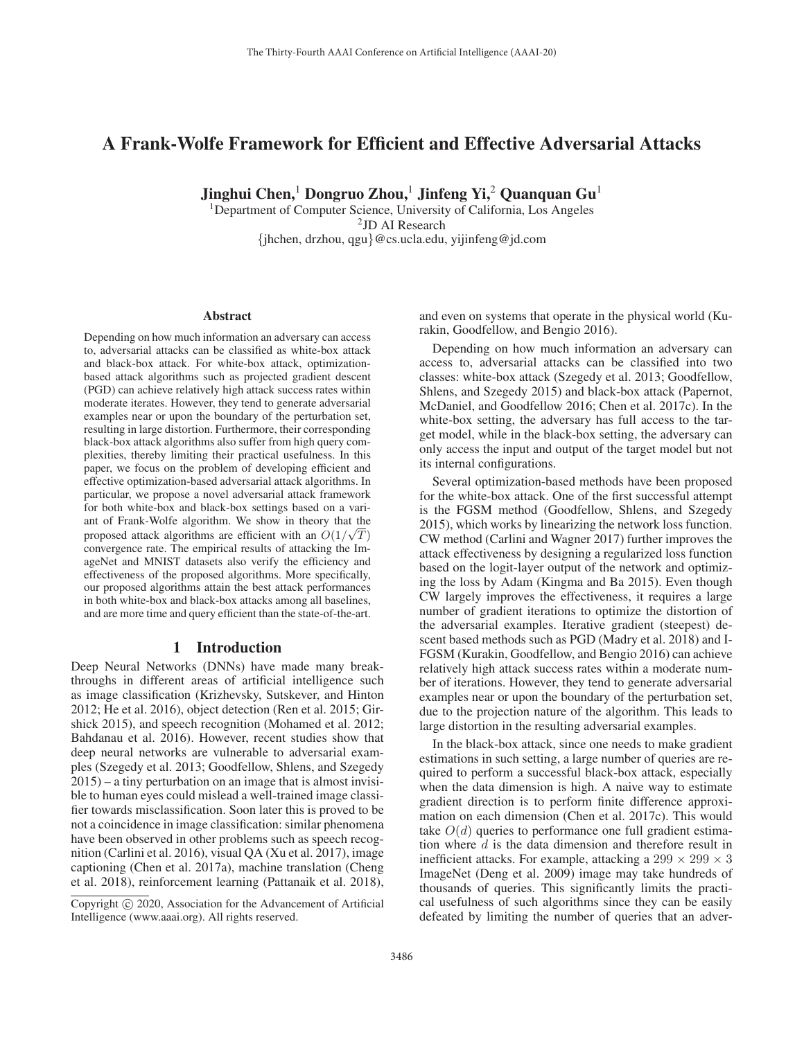# A Frank-Wolfe Framework for Efficient and Effective Adversarial Attacks

**Jinghui Chen,[1] Dongruo Zhou,[1] Jinfeng Yi,[2] Quanquan Gu[1]**

[1]Department of Computer Science, University of California, Los Angeles

[2]JD AI Research

{jhchen, drzhou, qgu}@cs.ucla.edu, yijinfeng@jd.com

## Abstract

Depending on how much information an adversary can access to, adversarial attacks can be classified as white-box attack and black-box attack. For white-box attack, optimization-based attack algorithms such as projected gradient descent (PGD) can achieve relatively high attack success rates within moderate iterates. However, they tend to generate adversarial examples near or upon the boundary of the perturbation set, resulting in large distortion. Furthermore, their corresponding black-box attack algorithms also suffer from high query complexities, thereby limiting their practical usefulness. In this paper, we focus on the problem of developing efficient and effective optimization-based adversarial attack algorithms. In particular, we propose a novel adversarial attack framework for both white-box and black-box settings based on a variant of Frank-Wolfe algorithm. We show in theory that the proposed attack algorithms are efficient with an $O(1/\sqrt{T})$ convergence rate. The empirical results of attacking the ImageNet and MNIST datasets also verify the efficiency and effectiveness of the proposed algorithms. More specifically, our proposed algorithms attain the best attack performances in both white-box and black-box attacks among all baselines, and are more time and query efficient than the state-of-the-art.

## 1 Introduction

Deep Neural Networks (DNNs) have made many breakthroughs in different areas of artificial intelligence such as image classification (Krizhevsky, Sutskever, and Hinton 2012; He et al. 2016), object detection (Ren et al. 2015; Girshick 2015), and speech recognition (Mohamed et al. 2012; Bahdanau et al. 2016). However, recent studies show that deep neural networks are vulnerable to adversarial examples (Szegedy et al. 2013; Goodfellow, Shlens, and Szegedy 2015) – a tiny perturbation on an image that is almost invisible to human eyes could mislead a well-trained image classifier towards misclassification. Soon later this is proved to be not a coincidence in image classification: similar phenomena have been observed in other problems such as speech recognition (Carlini et al. 2016), visual QA (Xu et al. 2017), image captioning (Chen et al. 2017a), machine translation (Cheng et al. 2018), reinforcement learning (Pattanaik et al. 2018), and even on systems that operate in the physical world (Kurakin, Goodfellow, and Bengio 2016).

Depending on how much information an adversary can access to, adversarial attacks can be classified into two classes: white-box attack (Szegedy et al. 2013; Goodfellow, Shlens, and Szegedy 2015) and black-box attack (Papernot, McDaniel, and Goodfellow 2016; Chen et al. 2017c). In the white-box setting, the adversary has full access to the target model, while in the black-box setting, the adversary can only access the input and output of the target model but not its internal configurations.

Several optimization-based methods have been proposed for the white-box attack. One of the first successful attempt is the FGSM method (Goodfellow, Shlens, and Szegedy 2015), which works by linearizing the network loss function. CW method (Carlini and Wagner 2017) further improves the attack effectiveness by designing a regularized loss function based on the logit-layer output of the network and optimizing the loss by Adam (Kingma and Ba 2015). Even though CW largely improves the effectiveness, it requires a large number of gradient iterations to optimize the distortion of the adversarial examples. Iterative gradient (steepest) descent based methods such as PGD (Madry et al. 2018) and I-FGSM (Kurakin, Goodfellow, and Bengio 2016) can achieve relatively high attack success rates within a moderate number of iterations. However, they tend to generate adversarial examples near or upon the boundary of the perturbation set, due to the projection nature of the algorithm. This leads to large distortion in the resulting adversarial examples.

In the black-box attack, since one needs to make gradient estimations in such setting, a large number of queries are required to perform a successful black-box attack, especially when the data dimension is high. A naive way to estimate gradient direction is to perform finite difference approximation on each dimension (Chen et al. 2017c). This would take $O(d)$ queries to performance one full gradient estimation where $d$ is the data dimension and therefore result in inefficient attacks. For example, attacking a $299 \times 299 \times 3$ ImageNet (Deng et al. 2009) image may take hundreds of thousands of queries. This significantly limits the practical usefulness of such algorithms since they can be easily defeated by limiting the number of queries that an adver-

Copyright © 2020, Association for the Advancement of Artificial Intelligence (www.aaai.org). All rights reserved.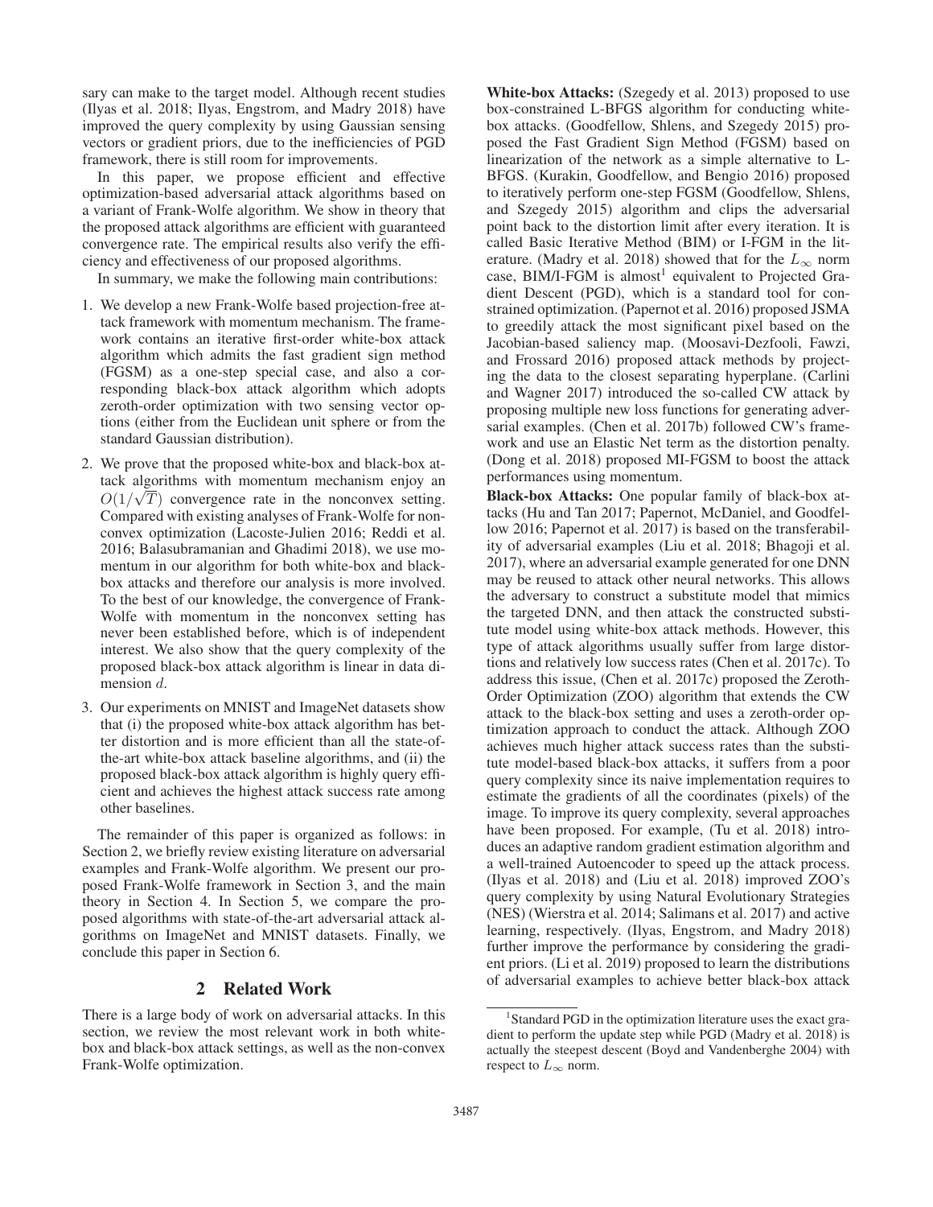sary can make to the target model. Although recent studies (Ilyas et al. 2018; Ilyas, Engstrom, and Madry 2018) have improved the query complexity by using Gaussian sensing vectors or gradient priors, due to the inefficiencies of PGD framework, there is still room for improvements.

In this paper, we propose efficient and effective optimization-based adversarial attack algorithms based on a variant of Frank-Wolfe algorithm. We show in theory that the proposed attack algorithms are efficient with guaranteed convergence rate. The empirical results also verify the efficiency and effectiveness of our proposed algorithms.

In summary, we make the following main contributions:

1. We develop a new Frank-Wolfe based projection-free attack framework with momentum mechanism. The framework contains an iterative first-order white-box attack algorithm which admits the fast gradient sign method (FGSM) as a one-step special case, and also a corresponding black-box attack algorithm which adopts zeroth-order optimization with two sensing vector options (either from the Euclidean unit sphere or from the standard Gaussian distribution).
2. We prove that the proposed white-box and black-box attack algorithms with momentum mechanism enjoy an $O(1/\sqrt{T})$ convergence rate in the nonconvex setting. Compared with existing analyses of Frank-Wolfe for nonconvex optimization (Lacoste-Julien 2016; Reddi et al. 2016; Balasubramanian and Ghadimi 2018), we use momentum in our algorithm for both white-box and black-box attacks and therefore our analysis is more involved. To the best of our knowledge, the convergence of Frank-Wolfe with momentum in the nonconvex setting has never been established before, which is of independent interest. We also show that the query complexity of the proposed black-box attack algorithm is linear in data dimension $d$.
3. Our experiments on MNIST and ImageNet datasets show that (i) the proposed white-box attack algorithm has better distortion and is more efficient than all the state-of-the-art white-box attack baseline algorithms, and (ii) the proposed black-box attack algorithm is highly query efficient and achieves the highest attack success rate among other baselines.

The remainder of this paper is organized as follows: in Section 2, we briefly review existing literature on adversarial examples and Frank-Wolfe algorithm. We present our proposed Frank-Wolfe framework in Section 3, and the main theory in Section 4. In Section 5, we compare the proposed algorithms with state-of-the-art adversarial attack algorithms on ImageNet and MNIST datasets. Finally, we conclude this paper in Section 6.

## 2 Related Work

There is a large body of work on adversarial attacks. In this section, we review the most relevant work in both white-box and black-box attack settings, as well as the non-convex Frank-Wolfe optimization.

**White-box Attacks:** (Szegedy et al. 2013) proposed to use box-constrained L-BFGS algorithm for conducting white-box attacks. (Goodfellow, Shlens, and Szegedy 2015) proposed the Fast Gradient Sign Method (FGSM) based on linearization of the network as a simple alternative to L-BFGS. (Kurakin, Goodfellow, and Bengio 2016) proposed to iteratively perform one-step FGSM (Goodfellow, Shlens, and Szegedy 2015) algorithm and clips the adversarial point back to the distortion limit after every iteration. It is called Basic Iterative Method (BIM) or I-FGM in the literature. (Madry et al. 2018) showed that for the $L_\infty$ norm case, BIM/I-FGM is almost[1] equivalent to Projected Gradient Descent (PGD), which is a standard tool for constrained optimization. (Papernot et al. 2016) proposed JSMA to greedily attack the most significant pixel based on the Jacobian-based saliency map. (Moosavi-Dezfooli, Fawzi, and Frossard 2016) proposed attack methods by projecting the data to the closest separating hyperplane. (Carlini and Wagner 2017) introduced the so-called CW attack by proposing multiple new loss functions for generating adversarial examples. (Chen et al. 2017b) followed CW's framework and use an Elastic Net term as the distortion penalty. (Dong et al. 2018) proposed MI-FGSM to boost the attack performances using momentum.

**Black-box Attacks:** One popular family of black-box attacks (Hu and Tan 2017; Papernot, McDaniel, and Goodfellow 2016; Papernot et al. 2017) is based on the transferability of adversarial examples (Liu et al. 2018; Bhagoji et al. 2017), where an adversarial example generated for one DNN may be reused to attack other neural networks. This allows the adversary to construct a substitute model that mimics the targeted DNN, and then attack the constructed substitute model using white-box attack methods. However, this type of attack algorithms usually suffer from large distortions and relatively low success rates (Chen et al. 2017c). To address this issue, (Chen et al. 2017c) proposed the Zeroth-Order Optimization (ZOO) algorithm that extends the CW attack to the black-box setting and uses a zeroth-order optimization approach to conduct the attack. Although ZOO achieves much higher attack success rates than the substitute model-based black-box attacks, it suffers from a poor query complexity since its naive implementation requires to estimate the gradients of all the coordinates (pixels) of the image. To improve its query complexity, several approaches have been proposed. For example, (Tu et al. 2018) introduces an adaptive random gradient estimation algorithm and a well-trained Autoencoder to speed up the attack process. (Ilyas et al. 2018) and (Liu et al. 2018) improved ZOO's query complexity by using Natural Evolutionary Strategies (NES) (Wierstra et al. 2014; Salimans et al. 2017) and active learning, respectively. (Ilyas, Engstrom, and Madry 2018) further improve the performance by considering the gradient priors. (Li et al. 2019) proposed to learn the distributions of adversarial examples to achieve better black-box attack

[1] Standard PGD in the optimization literature uses the exact gradient to perform the update step while PGD (Madry et al. 2018) is actually the steepest descent (Boyd and Vandenberghe 2004) with respect to $L_\infty$ norm.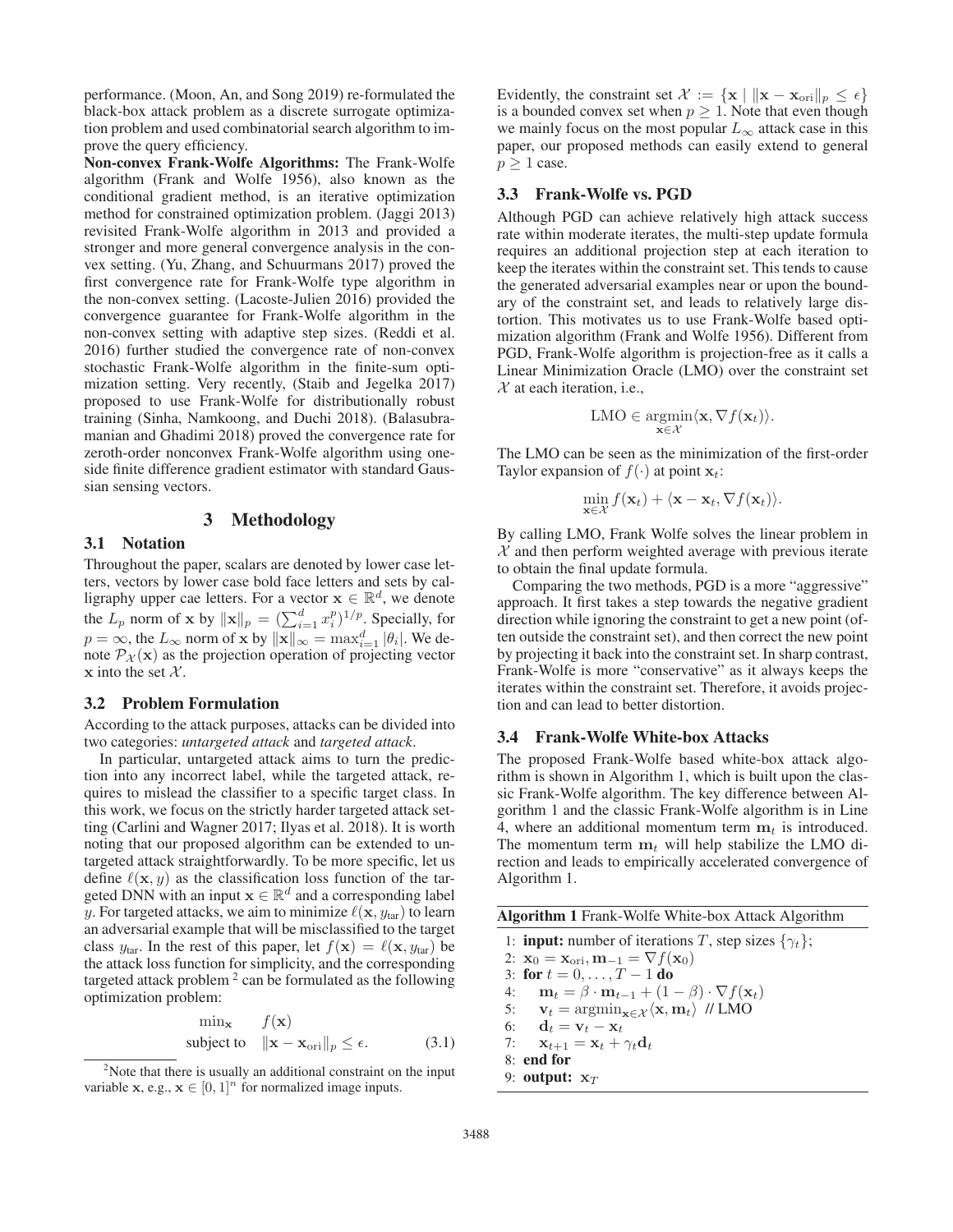performance. (Moon, An, and Song 2019) re-formulated the black-box attack problem as a discrete surrogate optimization problem and used combinatorial search algorithm to improve the query efficiency.

**Non-convex Frank-Wolfe Algorithms:** The Frank-Wolfe algorithm (Frank and Wolfe 1956), also known as the conditional gradient method, is an iterative optimization method for constrained optimization problem. (Jaggi 2013) revisited Frank-Wolfe algorithm in 2013 and provided a stronger and more general convergence analysis in the convex setting. (Yu, Zhang, and Schuurmans 2017) proved the first convergence rate for Frank-Wolfe type algorithm in the non-convex setting. (Lacoste-Julien 2016) provided the convergence guarantee for Frank-Wolfe algorithm in the non-convex setting with adaptive step sizes. (Reddi et al. 2016) further studied the convergence rate of non-convex stochastic Frank-Wolfe algorithm in the finite-sum optimization setting. Very recently, (Staib and Jegelka 2017) proposed to use Frank-Wolfe for distributionally robust training (Sinha, Namkoong, and Duchi 2018). (Balasubramanian and Ghadimi 2018) proved the convergence rate for zeroth-order nonconvex Frank-Wolfe algorithm using one-side finite difference gradient estimator with standard Gaussian sensing vectors.

# 3 Methodology

## 3.1 Notation

Throughout the paper, scalars are denoted by lower case letters, vectors by lower case bold face letters and sets by calligraphy upper cae letters. For a vector $\mathbf{x} \in \mathbb{R}^d$, we denote the $L_p$ norm of $\mathbf{x}$ by $\|\mathbf{x}\|_p = (\sum_{i=1}^{d} x_i^p)^{1/p}$. Specially, for $p = \infty$, the $L_\infty$ norm of $\mathbf{x}$ by $\|\mathbf{x}\|_\infty = \max_{i=1}^{d} |\theta_i|$. We denote $\mathcal{P}_{\mathcal{X}}(\mathbf{x})$ as the projection operation of projecting vector $\mathbf{x}$ into the set $\mathcal{X}$.

## 3.2 Problem Formulation

According to the attack purposes, attacks can be divided into two categories: *untargeted attack* and *targeted attack*.

In particular, untargeted attack aims to turn the prediction into any incorrect label, while the targeted attack, requires to mislead the classifier to a specific target class. In this work, we focus on the strictly harder targeted attack setting (Carlini and Wagner 2017; Ilyas et al. 2018). It is worth noting that our proposed algorithm can be extended to untargeted attack straightforwardly. To be more specific, let us define $\ell(\mathbf{x}, y)$ as the classification loss function of the targeted DNN with an input $\mathbf{x} \in \mathbb{R}^d$ and a corresponding label $y$. For targeted attacks, we aim to minimize $\ell(\mathbf{x}, y_{\text{tar}})$ to learn an adversarial example that will be misclassified to the target class $y_{\text{tar}}$. In the rest of this paper, let $f(\mathbf{x}) = \ell(\mathbf{x}, y_{\text{tar}})$ be the attack loss function for simplicity, and the corresponding targeted attack problem [2] can be formulated as the following optimization problem:

$$\min_{\mathbf{x}} \quad f(\mathbf{x}) \qquad \text{subject to} \quad \|\mathbf{x} - \mathbf{x}_{\text{ori}}\|_p \le \epsilon. \tag{3.1}$$

[2] Note that there is usually an additional constraint on the input variable $\mathbf{x}$, e.g., $\mathbf{x} \in [0, 1]^n$ for normalized image inputs.

Evidently, the constraint set $\mathcal{X} := \{\mathbf{x} \mid \|\mathbf{x} - \mathbf{x}_{\text{ori}}\|_p \le \epsilon\}$ is a bounded convex set when $p \ge 1$. Note that even though we mainly focus on the most popular $L_\infty$ attack case in this paper, our proposed methods can easily extend to general $p \ge 1$ case.

## 3.3 Frank-Wolfe vs. PGD

Although PGD can achieve relatively high attack success rate within moderate iterates, the multi-step update formula requires an additional projection step at each iteration to keep the iterates within the constraint set. This tends to cause the generated adversarial examples near or upon the boundary of the constraint set, and leads to relatively large distortion. This motivates us to use Frank-Wolfe based optimization algorithm (Frank and Wolfe 1956). Different from PGD, Frank-Wolfe algorithm is projection-free as it calls a Linear Minimization Oracle (LMO) over the constraint set $\mathcal{X}$ at each iteration, i.e.,

$$\text{LMO} \in \operatorname*{argmin}_{\mathbf{x} \in \mathcal{X}} \langle \mathbf{x}, \nabla f(\mathbf{x}_t) \rangle.$$

The LMO can be seen as the minimization of the first-order Taylor expansion of $f(\cdot)$ at point $\mathbf{x}_t$:

$$\min_{\mathbf{x} \in \mathcal{X}} f(\mathbf{x}_t) + \langle \mathbf{x} - \mathbf{x}_t, \nabla f(\mathbf{x}_t) \rangle.$$

By calling LMO, Frank Wolfe solves the linear problem in $\mathcal{X}$ and then perform weighted average with previous iterate to obtain the final update formula.

Comparing the two methods, PGD is a more "aggressive" approach. It first takes a step towards the negative gradient direction while ignoring the constraint to get a new point (often outside the constraint set), and then correct the new point by projecting it back into the constraint set. In sharp contrast, Frank-Wolfe is more "conservative" as it always keeps the iterates within the constraint set. Therefore, it avoids projection and can lead to better distortion.

## 3.4 Frank-Wolfe White-box Attacks

The proposed Frank-Wolfe based white-box attack algorithm is shown in Algorithm 1, which is built upon the classic Frank-Wolfe algorithm. The key difference between Algorithm 1 and the classic Frank-Wolfe algorithm is in Line 4, where an additional momentum term $\mathbf{m}_t$ is introduced. The momentum term $\mathbf{m}_t$ will help stabilize the LMO direction and leads to empirically accelerated convergence of Algorithm 1.

**Algorithm 1** Frank-Wolfe White-box Attack Algorithm

1: **input:** number of iterations $T$, step sizes $\{\gamma_t\}$;
2: $\mathbf{x}_0 = \mathbf{x}_{\text{ori}}, \mathbf{m}_{-1} = \nabla f(\mathbf{x}_0)$
3: **for** $t = 0, \ldots, T-1$ **do**
4: $\quad \mathbf{m}_t = \beta \cdot \mathbf{m}_{t-1} + (1 - \beta) \cdot \nabla f(\mathbf{x}_t)$
5: $\quad \mathbf{v}_t = \operatorname{argmin}_{\mathbf{x} \in \mathcal{X}} \langle \mathbf{x}, \mathbf{m}_t \rangle$ // LMO
6: $\quad \mathbf{d}_t = \mathbf{v}_t - \mathbf{x}_t$
7: $\quad \mathbf{x}_{t+1} = \mathbf{x}_t + \gamma_t \mathbf{d}_t$
8: **end for**
9: **output:** $\mathbf{x}_T$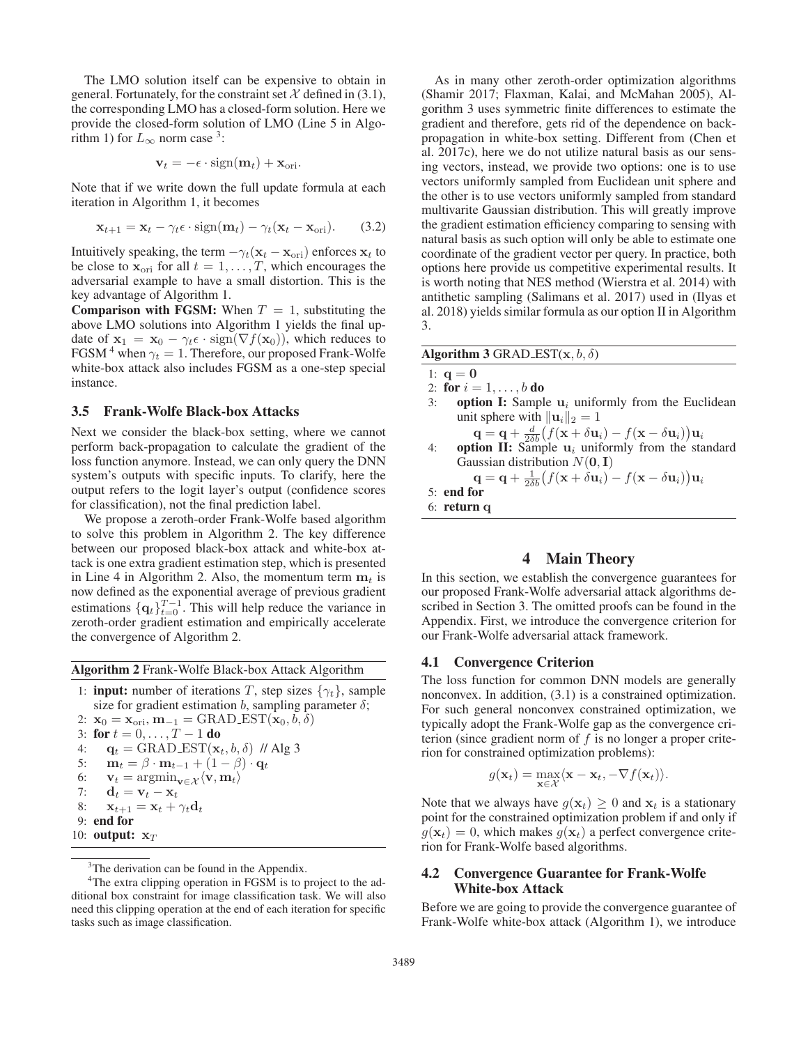The LMO solution itself can be expensive to obtain in general. Fortunately, for the constraint set $\mathcal{X}$ defined in (3.1), the corresponding LMO has a closed-form solution. Here we provide the closed-form solution of LMO (Line 5 in Algorithm 1) for $L_\infty$ norm case [3]:

$$\mathbf{v}_t = -\epsilon \cdot \text{sign}(\mathbf{m}_t) + \mathbf{x}_{\text{ori}}.$$

Note that if we write down the full update formula at each iteration in Algorithm 1, it becomes

$$\mathbf{x}_{t+1} = \mathbf{x}_t - \gamma_t \epsilon \cdot \text{sign}(\mathbf{m}_t) - \gamma_t(\mathbf{x}_t - \mathbf{x}_{\text{ori}}). \tag{3.2}$$

Intuitively speaking, the term $-\gamma_t(\mathbf{x}_t - \mathbf{x}_{\text{ori}})$ enforces $\mathbf{x}_t$ to be close to $\mathbf{x}_{\text{ori}}$ for all $t = 1, \ldots, T$, which encourages the adversarial example to have a small distortion. This is the key advantage of Algorithm 1.

**Comparison with FGSM:** When $T = 1$, substituting the above LMO solutions into Algorithm 1 yields the final update of $\mathbf{x}_1 = \mathbf{x}_0 - \gamma_t \epsilon \cdot \text{sign}(\nabla f(\mathbf{x}_0))$, which reduces to FGSM [4] when $\gamma_t = 1$. Therefore, our proposed Frank-Wolfe white-box attack also includes FGSM as a one-step special instance.

### 3.5 Frank-Wolfe Black-box Attacks

Next we consider the black-box setting, where we cannot perform back-propagation to calculate the gradient of the loss function anymore. Instead, we can only query the DNN system's outputs with specific inputs. To clarify, here the output refers to the logit layer's output (confidence scores for classification), not the final prediction label.

We propose a zeroth-order Frank-Wolfe based algorithm to solve this problem in Algorithm 2. The key difference between our proposed black-box attack and white-box attack is one extra gradient estimation step, which is presented in Line 4 in Algorithm 2. Also, the momentum term $\mathbf{m}_t$ is now defined as the exponential average of previous gradient estimations $\{\mathbf{q}_t\}_{t=0}^{T-1}$. This will help reduce the variance in zeroth-order gradient estimation and empirically accelerate the convergence of Algorithm 2.

**Algorithm 2** Frank-Wolfe Black-box Attack Algorithm

1: **input:** number of iterations $T$, step sizes $\{\gamma_t\}$, sample size for gradient estimation $b$, sampling parameter $\delta$;
2: $\mathbf{x}_0 = \mathbf{x}_{\text{ori}}, \mathbf{m}_{-1} = \text{GRAD\_EST}(\mathbf{x}_0, b, \delta)$
3: **for** $t = 0, \ldots, T-1$ **do**
4: $\quad \mathbf{q}_t = \text{GRAD\_EST}(\mathbf{x}_t, b, \delta)$ // Alg 3
5: $\quad \mathbf{m}_t = \beta \cdot \mathbf{m}_{t-1} + (1-\beta) \cdot \mathbf{q}_t$
6: $\quad \mathbf{v}_t = \text{argmin}_{\mathbf{v} \in \mathcal{X}} \langle \mathbf{v}, \mathbf{m}_t \rangle$
7: $\quad \mathbf{d}_t = \mathbf{v}_t - \mathbf{x}_t$
8: $\quad \mathbf{x}_{t+1} = \mathbf{x}_t + \gamma_t \mathbf{d}_t$
9: **end for**
10: **output:** $\mathbf{x}_T$

As in many other zeroth-order optimization algorithms (Shamir 2017; Flaxman, Kalai, and McMahan 2005), Algorithm 3 uses symmetric finite differences to estimate the gradient and therefore, gets rid of the dependence on back-propagation in white-box setting. Different from (Chen et al. 2017c), here we do not utilize natural basis as our sensing vectors, instead, we provide two options: one is to use vectors uniformly sampled from Euclidean unit sphere and the other is to use vectors uniformly sampled from standard multivarite Gaussian distribution. This will greatly improve the gradient estimation efficiency comparing to sensing with natural basis as such option will only be able to estimate one coordinate of the gradient vector per query. In practice, both options here provide us competitive experimental results. It is worth noting that NES method (Wierstra et al. 2014) with antithetic sampling (Salimans et al. 2017) used in (Ilyas et al. 2018) yields similar formula as our option II in Algorithm 3.

**Algorithm 3** GRAD_EST($\mathbf{x}, b, \delta$)

1: $\mathbf{q} = \mathbf{0}$
2: **for** $i = 1, \ldots, b$ **do**
3: $\quad$ **option I:** Sample $\mathbf{u}_i$ uniformly from the Euclidean unit sphere with $\|\mathbf{u}_i\|_2 = 1$
$\quad\quad \mathbf{q} = \mathbf{q} + \frac{d}{2\delta b}\big(f(\mathbf{x} + \delta \mathbf{u}_i) - f(\mathbf{x} - \delta \mathbf{u}_i)\big)\mathbf{u}_i$
4: $\quad$ **option II:** Sample $\mathbf{u}_i$ uniformly from the standard Gaussian distribution $N(\mathbf{0}, \mathbf{I})$
$\quad\quad \mathbf{q} = \mathbf{q} + \frac{1}{2\delta b}\big(f(\mathbf{x} + \delta \mathbf{u}_i) - f(\mathbf{x} - \delta \mathbf{u}_i)\big)\mathbf{u}_i$
5: **end for**
6: **return** $\mathbf{q}$

## 4 Main Theory

In this section, we establish the convergence guarantees for our proposed Frank-Wolfe adversarial attack algorithms described in Section 3. The omitted proofs can be found in the Appendix. First, we introduce the convergence criterion for our Frank-Wolfe adversarial attack framework.

### 4.1 Convergence Criterion

The loss function for common DNN models are generally nonconvex. In addition, (3.1) is a constrained optimization. For such general nonconvex constrained optimization, we typically adopt the Frank-Wolfe gap as the convergence criterion (since gradient norm of $f$ is no longer a proper criterion for constrained optimization problems):

$$g(\mathbf{x}_t) = \max_{\mathbf{x} \in \mathcal{X}} \langle \mathbf{x} - \mathbf{x}_t, -\nabla f(\mathbf{x}_t) \rangle.$$

Note that we always have $g(\mathbf{x}_t) \geq 0$ and $\mathbf{x}_t$ is a stationary point for the constrained optimization problem if and only if $g(\mathbf{x}_t) = 0$, which makes $g(\mathbf{x}_t)$ a perfect convergence criterion for Frank-Wolfe based algorithms.

### 4.2 Convergence Guarantee for Frank-Wolfe White-box Attack

Before we are going to provide the convergence guarantee of Frank-Wolfe white-box attack (Algorithm 1), we introduce

---

[3] The derivation can be found in the Appendix.

[4] The extra clipping operation in FGSM is to project to the additional box constraint for image classification task. We will also need this clipping operation at the end of each iteration for specific tasks such as image classification.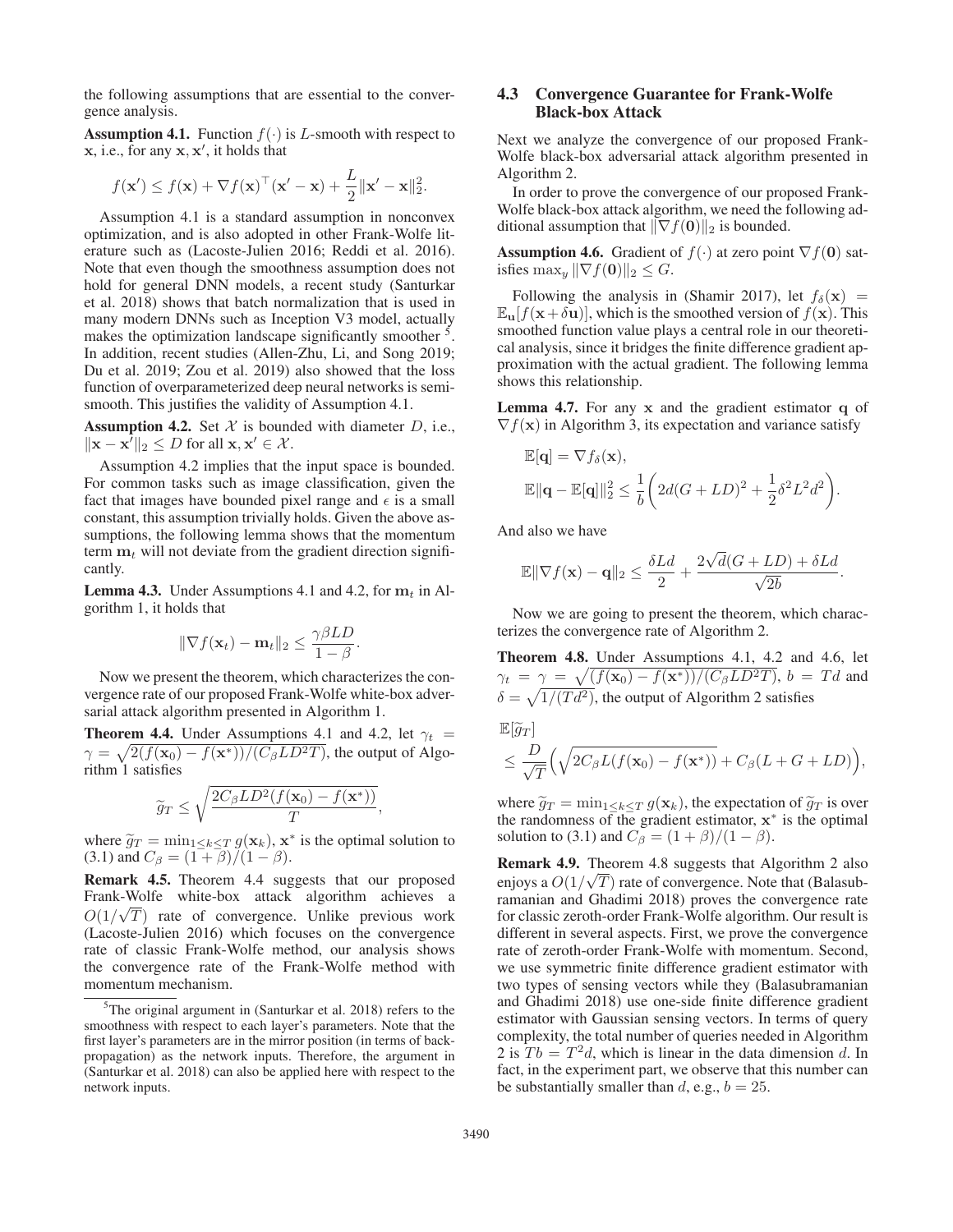the following assumptions that are essential to the convergence analysis.

**Assumption 4.1.** Function $f(\cdot)$ is $L$-smooth with respect to $\mathbf{x}$, i.e., for any $\mathbf{x}, \mathbf{x}'$, it holds that

$$f(\mathbf{x}') \leq f(\mathbf{x}) + \nabla f(\mathbf{x})^\top (\mathbf{x}' - \mathbf{x}) + \frac{L}{2}\|\mathbf{x}' - \mathbf{x}\|_2^2.$$

Assumption 4.1 is a standard assumption in nonconvex optimization, and is also adopted in other Frank-Wolfe literature such as (Lacoste-Julien 2016; Reddi et al. 2016). Note that even though the smoothness assumption does not hold for general DNN models, a recent study (Santurkar et al. 2018) shows that batch normalization that is used in many modern DNNs such as Inception V3 model, actually makes the optimization landscape significantly smoother [5]. In addition, recent studies (Allen-Zhu, Li, and Song 2019; Du et al. 2019; Zou et al. 2019) also showed that the loss function of overparameterized deep neural networks is semi-smooth. This justifies the validity of Assumption 4.1.

**Assumption 4.2.** Set $\mathcal{X}$ is bounded with diameter $D$, i.e., $\|\mathbf{x} - \mathbf{x}'\|_2 \leq D$ for all $\mathbf{x}, \mathbf{x}' \in \mathcal{X}$.

Assumption 4.2 implies that the input space is bounded. For common tasks such as image classification, given the fact that images have bounded pixel range and $\epsilon$ is a small constant, this assumption trivially holds. Given the above assumptions, the following lemma shows that the momentum term $\mathbf{m}_t$ will not deviate from the gradient direction significantly.

**Lemma 4.3.** Under Assumptions 4.1 and 4.2, for $\mathbf{m}_t$ in Algorithm 1, it holds that

$$\|\nabla f(\mathbf{x}_t) - \mathbf{m}_t\|_2 \leq \frac{\gamma \beta L D}{1 - \beta}.$$

Now we present the theorem, which characterizes the convergence rate of our proposed Frank-Wolfe white-box adversarial attack algorithm presented in Algorithm 1.

**Theorem 4.4.** Under Assumptions 4.1 and 4.2, let $\gamma_t = \gamma = \sqrt{2(f(\mathbf{x}_0) - f(\mathbf{x}^*))/(C_\beta L D^2 T)}$, the output of Algorithm 1 satisfies

$$\widetilde{g}_T \leq \sqrt{\frac{2C_\beta L D^2 (f(\mathbf{x}_0) - f(\mathbf{x}^*))}{T}},$$

where $\widetilde{g}_T = \min_{1 \leq k \leq T} g(\mathbf{x}_k)$, $\mathbf{x}^*$ is the optimal solution to (3.1) and $C_\beta = (1 + \beta)/(1 - \beta)$.

**Remark 4.5.** Theorem 4.4 suggests that our proposed Frank-Wolfe white-box attack algorithm achieves a $O(1/\sqrt{T})$ rate of convergence. Unlike previous work (Lacoste-Julien 2016) which focuses on the convergence rate of classic Frank-Wolfe method, our analysis shows the convergence rate of the Frank-Wolfe method with momentum mechanism.

[5] The original argument in (Santurkar et al. 2018) refers to the smoothness with respect to each layer's parameters. Note that the first layer's parameters are in the mirror position (in terms of backpropagation) as the network inputs. Therefore, the argument in (Santurkar et al. 2018) can also be applied here with respect to the network inputs.

### 4.3 Convergence Guarantee for Frank-Wolfe Black-box Attack

Next we analyze the convergence of our proposed Frank-Wolfe black-box adversarial attack algorithm presented in Algorithm 2.

In order to prove the convergence of our proposed Frank-Wolfe black-box attack algorithm, we need the following additional assumption that $\|\nabla f(\mathbf{0})\|_2$ is bounded.

**Assumption 4.6.** Gradient of $f(\cdot)$ at zero point $\nabla f(\mathbf{0})$ satisfies $\max_y \|\nabla f(\mathbf{0})\|_2 \leq G$.

Following the analysis in (Shamir 2017), let $f_\delta(\mathbf{x}) = \mathbb{E}_\mathbf{u}[f(\mathbf{x} + \delta \mathbf{u})]$, which is the smoothed version of $f(\mathbf{x})$. This smoothed function value plays a central role in our theoretical analysis, since it bridges the finite difference gradient approximation with the actual gradient. The following lemma shows this relationship.

**Lemma 4.7.** For any $\mathbf{x}$ and the gradient estimator $\mathbf{q}$ of $\nabla f(\mathbf{x})$ in Algorithm 3, its expectation and variance satisfy

$$\mathbb{E}[\mathbf{q}] = \nabla f_\delta(\mathbf{x}),$$
$$\mathbb{E}\|\mathbf{q} - \mathbb{E}[\mathbf{q}]\|_2^2 \leq \frac{1}{b}\bigg(2d(G + LD)^2 + \frac{1}{2}\delta^2 L^2 d^2\bigg).$$

And also we have

$$\mathbb{E}\|\nabla f(\mathbf{x}) - \mathbf{q}\|_2 \leq \frac{\delta L d}{2} + \frac{2\sqrt{d}(G + LD) + \delta L d}{\sqrt{2b}}.$$

Now we are going to present the theorem, which characterizes the convergence rate of Algorithm 2.

**Theorem 4.8.** Under Assumptions 4.1, 4.2 and 4.6, let $\gamma_t = \gamma = \sqrt{(f(\mathbf{x}_0) - f(\mathbf{x}^*))/(C_\beta L D^2 T)}$, $b = Td$ and $\delta = \sqrt{1/(Td^2)}$, the output of Algorithm 2 satisfies

$$\mathbb{E}[\widetilde{g}_T] \leq \frac{D}{\sqrt{T}}\Big(\sqrt{2C_\beta L(f(\mathbf{x}_0) - f(\mathbf{x}^*))} + C_\beta(L + G + LD)\Big),$$

where $\widetilde{g}_T = \min_{1 \leq k \leq T} g(\mathbf{x}_k)$, the expectation of $\widetilde{g}_T$ is over the randomness of the gradient estimator, $\mathbf{x}^*$ is the optimal solution to (3.1) and $C_\beta = (1 + \beta)/(1 - \beta)$.

**Remark 4.9.** Theorem 4.8 suggests that Algorithm 2 also enjoys a $O(1/\sqrt{T})$ rate of convergence. Note that (Balasubramanian and Ghadimi 2018) proves the convergence rate for classic zeroth-order Frank-Wolfe algorithm. Our result is different in several aspects. First, we prove the convergence rate of zeroth-order Frank-Wolfe with momentum. Second, we use symmetric finite difference gradient estimator with two types of sensing vectors while they (Balasubramanian and Ghadimi 2018) use one-side finite difference gradient estimator with Gaussian sensing vectors. In terms of query complexity, the total number of queries needed in Algorithm 2 is $Tb = T^2 d$, which is linear in the data dimension $d$. In fact, in the experiment part, we observe that this number can be substantially smaller than $d$, e.g., $b = 25$.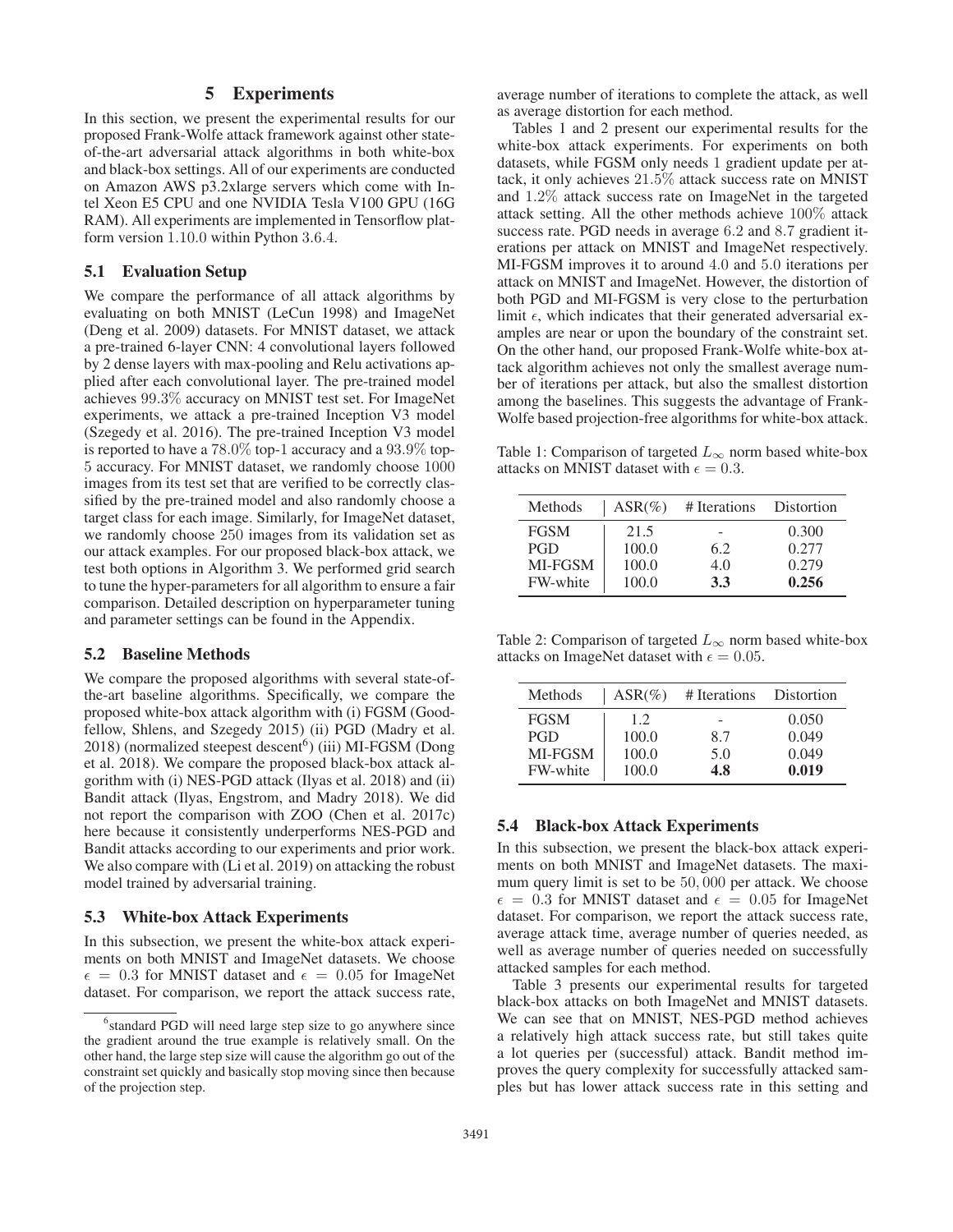## 5 Experiments

In this section, we present the experimental results for our proposed Frank-Wolfe attack framework against other state-of-the-art adversarial attack algorithms in both white-box and black-box settings. All of our experiments are conducted on Amazon AWS p3.2xlarge servers which come with Intel Xeon E5 CPU and one NVIDIA Tesla V100 GPU (16G RAM). All experiments are implemented in Tensorflow platform version 1.10.0 within Python 3.6.4.

### 5.1 Evaluation Setup

We compare the performance of all attack algorithms by evaluating on both MNIST (LeCun 1998) and ImageNet (Deng et al. 2009) datasets. For MNIST dataset, we attack a pre-trained 6-layer CNN: 4 convolutional layers followed by 2 dense layers with max-pooling and Relu activations applied after each convolutional layer. The pre-trained model achieves 99.3% accuracy on MNIST test set. For ImageNet experiments, we attack a pre-trained Inception V3 model (Szegedy et al. 2016). The pre-trained Inception V3 model is reported to have a 78.0% top-1 accuracy and a 93.9% top-5 accuracy. For MNIST dataset, we randomly choose 1000 images from its test set that are verified to be correctly classified by the pre-trained model and also randomly choose a target class for each image. Similarly, for ImageNet dataset, we randomly choose 250 images from its validation set as our attack examples. For our proposed black-box attack, we test both options in Algorithm 3. We performed grid search to tune the hyper-parameters for all algorithm to ensure a fair comparison. Detailed description on hyperparameter tuning and parameter settings can be found in the Appendix.

### 5.2 Baseline Methods

We compare the proposed algorithms with several state-of-the-art baseline algorithms. Specifically, we compare the proposed white-box attack algorithm with (i) FGSM (Goodfellow, Shlens, and Szegedy 2015) (ii) PGD (Madry et al. 2018) (normalized steepest descent[6]) (iii) MI-FGSM (Dong et al. 2018). We compare the proposed black-box attack algorithm with (i) NES-PGD attack (Ilyas et al. 2018) and (ii) Bandit attack (Ilyas, Engstrom, and Madry 2018). We did not report the comparison with ZOO (Chen et al. 2017c) here because it consistently underperforms NES-PGD and Bandit attacks according to our experiments and prior work. We also compare with (Li et al. 2019) on attacking the robust model trained by adversarial training.

### 5.3 White-box Attack Experiments

In this subsection, we present the white-box attack experiments on both MNIST and ImageNet datasets. We choose $\epsilon = 0.3$ for MNIST dataset and $\epsilon = 0.05$ for ImageNet dataset. For comparison, we report the attack success rate, average number of iterations to complete the attack, as well as average distortion for each method.

Tables 1 and 2 present our experimental results for the white-box attack experiments. For experiments on both datasets, while FGSM only needs 1 gradient update per attack, it only achieves 21.5% attack success rate on MNIST and 1.2% attack success rate on ImageNet in the targeted attack setting. All the other methods achieve 100% attack success rate. PGD needs in average 6.2 and 8.7 gradient iterations per attack on MNIST and ImageNet respectively. MI-FGSM improves it to around 4.0 and 5.0 iterations per attack on MNIST and ImageNet. However, the distortion of both PGD and MI-FGSM is very close to the perturbation limit $\epsilon$, which indicates that their generated adversarial examples are near or upon the boundary of the constraint set. On the other hand, our proposed Frank-Wolfe white-box attack algorithm achieves not only the smallest average number of iterations per attack, but also the smallest distortion among the baselines. This suggests the advantage of Frank-Wolfe based projection-free algorithms for white-box attack.

Table 1: Comparison of targeted $L_\infty$ norm based white-box attacks on MNIST dataset with $\epsilon = 0.3$.

| Methods | ASR(%) | # Iterations | Distortion |
|---|---|---|---|
| FGSM | 21.5 | - | 0.300 |
| PGD | 100.0 | 6.2 | 0.277 |
| MI-FGSM | 100.0 | 4.0 | 0.279 |
| FW-white | 100.0 | **3.3** | **0.256** |

Table 2: Comparison of targeted $L_\infty$ norm based white-box attacks on ImageNet dataset with $\epsilon = 0.05$.

| Methods | ASR(%) | # Iterations | Distortion |
|---|---|---|---|
| FGSM | 1.2 | - | 0.050 |
| PGD | 100.0 | 8.7 | 0.049 |
| MI-FGSM | 100.0 | 5.0 | 0.049 |
| FW-white | 100.0 | **4.8** | **0.019** |

### 5.4 Black-box Attack Experiments

In this subsection, we present the black-box attack experiments on both MNIST and ImageNet datasets. The maximum query limit is set to be 50,000 per attack. We choose $\epsilon = 0.3$ for MNIST dataset and $\epsilon = 0.05$ for ImageNet dataset. For comparison, we report the attack success rate, average attack time, average number of queries needed, as well as average number of queries needed on successfully attacked samples for each method.

Table 3 presents our experimental results for targeted black-box attacks on both ImageNet and MNIST datasets. We can see that on MNIST, NES-PGD method achieves a relatively high attack success rate, but still takes quite a lot queries per (successful) attack. Bandit method improves the query complexity for successfully attacked samples but has lower attack success rate in this setting and

[6] standard PGD will need large step size to go anywhere since the gradient around the true example is relatively small. On the other hand, the large step size will cause the algorithm go out of the constraint set quickly and basically stop moving since then because of the projection step.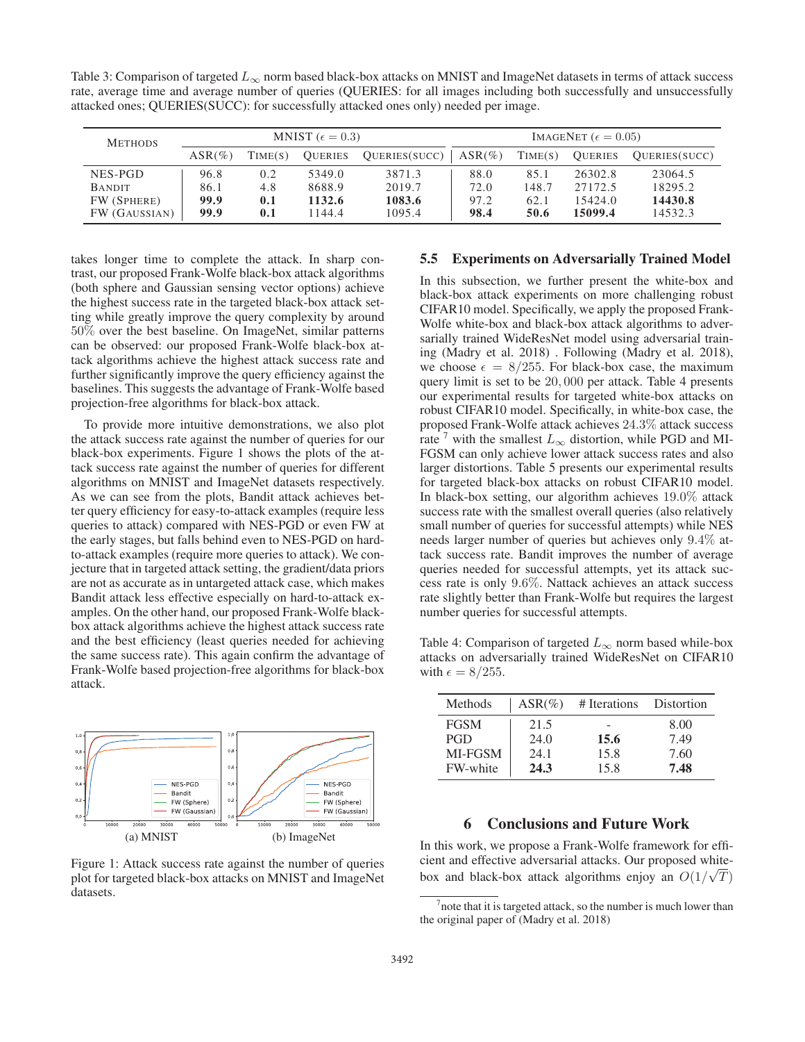Table 3: Comparison of targeted $L_\infty$ norm based black-box attacks on MNIST and ImageNet datasets in terms of attack success rate, average time and average number of queries (QUERIES: for all images including both successfully and unsuccessfully attacked ones; QUERIES(SUCC): for successfully attacked ones only) needed per image.

| Methods | MNIST ($\epsilon = 0.3$) | | | | ImageNet ($\epsilon = 0.05$) | | | |
|---|---|---|---|---|---|---|---|---|
| | ASR(%) | Time(s) | Queries | Queries(succ) | ASR(%) | Time(s) | Queries | Queries(succ) |
| NES-PGD | 96.8 | 0.2 | 5349.0 | 3871.3 | 88.0 | 85.1 | 26302.8 | 23064.5 |
| Bandit | 86.1 | 4.8 | 8688.9 | 2019.7 | 72.0 | 148.7 | 27172.5 | 18295.2 |
| FW (Sphere) | **99.9** | **0.1** | **1132.6** | **1083.6** | 97.2 | 62.1 | 15424.0 | **14430.8** |
| FW (Gaussian) | **99.9** | **0.1** | 1144.4 | 1095.4 | **98.4** | **50.6** | **15099.4** | 14532.3 |

takes longer time to complete the attack. In sharp contrast, our proposed Frank-Wolfe black-box attack algorithms (both sphere and Gaussian sensing vector options) achieve the highest success rate in the targeted black-box attack setting while greatly improve the query complexity by around 50% over the best baseline. On ImageNet, similar patterns can be observed: our proposed Frank-Wolfe black-box attack algorithms achieve the highest attack success rate and further significantly improve the query efficiency against the baselines. This suggests the advantage of Frank-Wolfe based projection-free algorithms for black-box attack.

To provide more intuitive demonstrations, we also plot the attack success rate against the number of queries for our black-box experiments. Figure 1 shows the plots of the attack success rate against the number of queries for different algorithms on MNIST and ImageNet datasets respectively. As we can see from the plots, Bandit attack achieves better query efficiency for easy-to-attack examples (require less queries to attack) compared with NES-PGD or even FW at the early stages, but falls behind even to NES-PGD on hard-to-attack examples (require more queries to attack). We conjecture that in targeted attack setting, the gradient/data priors are not as accurate as in untargeted attack case, which makes Bandit attack less effective especially on hard-to-attack examples. On the other hand, our proposed Frank-Wolfe black-box attack algorithms achieve the highest attack success rate and the best efficiency (least queries needed for achieving the same success rate). This again confirm the advantage of Frank-Wolfe based projection-free algorithms for black-box attack.

(a) MNIST

(b) ImageNet

Figure 1: Attack success rate against the number of queries plot for targeted black-box attacks on MNIST and ImageNet datasets.

### 5.5 Experiments on Adversarially Trained Model

In this subsection, we further present the white-box and black-box attack experiments on more challenging robust CIFAR10 model. Specifically, we apply the proposed Frank-Wolfe white-box and black-box attack algorithms to adversarially trained WideResNet model using adversarial training (Madry et al. 2018) . Following (Madry et al. 2018), we choose $\epsilon = 8/255$. For black-box case, the maximum query limit is set to be $20,000$ per attack. Table 4 presents our experimental results for targeted white-box attacks on robust CIFAR10 model. Specifically, in white-box case, the proposed Frank-Wolfe attack achieves 24.3% attack success rate[7] with the smallest $L_\infty$ distortion, while PGD and MI-FGSM can only achieve lower attack success rates and also larger distortions. Table 5 presents our experimental results for targeted black-box attacks on robust CIFAR10 model. In black-box setting, our algorithm achieves 19.0% attack success rate with the smallest overall queries (also relatively small number of queries for successful attempts) while NES needs larger number of queries but achieves only 9.4% attack success rate. Bandit improves the number of average queries needed for successful attempts, yet its attack success rate is only 9.6%. Nattack achieves an attack success rate slightly better than Frank-Wolfe but requires the largest number queries for successful attempts.

Table 4: Comparison of targeted $L_\infty$ norm based while-box attacks on adversarially trained WideResNet on CIFAR10 with $\epsilon = 8/255$.

| Methods | ASR(%) | # Iterations | Distortion |
|---|---|---|---|
| FGSM | 21.5 | - | 8.00 |
| PGD | 24.0 | **15.6** | 7.49 |
| MI-FGSM | 24.1 | 15.8 | 7.60 |
| FW-white | **24.3** | 15.8 | **7.48** |

## 6 Conclusions and Future Work

In this work, we propose a Frank-Wolfe framework for efficient and effective adversarial attacks. Our proposed white-box and black-box attack algorithms enjoy an $O(1/\sqrt{T})$

[7] note that it is targeted attack, so the number is much lower than the original paper of (Madry et al. 2018)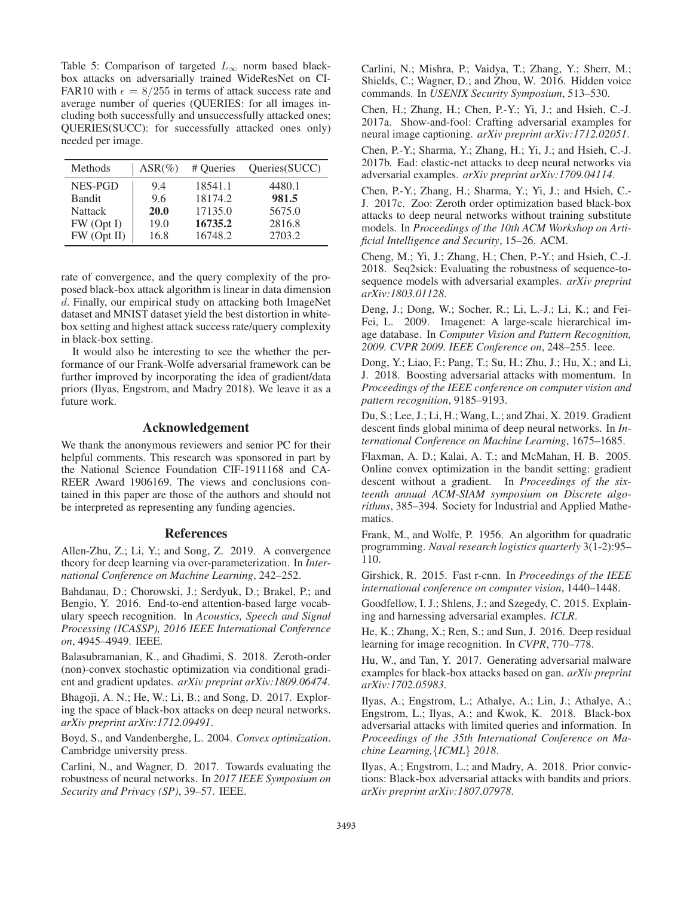Table 5: Comparison of targeted $L_\infty$ norm based black-box attacks on adversarially trained WideResNet on CIFAR10 with $\epsilon = 8/255$ in terms of attack success rate and average number of queries (QUERIES: for all images including both successfully and unsuccessfully attacked ones; QUERIES(SUCC): for successfully attacked ones only) needed per image.

| Methods | ASR(%) | # Queries | Queries(SUCC) |
|---|---|---|---|
| NES-PGD | 9.4 | 18541.1 | 4480.1 |
| Bandit | 9.6 | 18174.2 | **981.5** |
| Nattack | **20.0** | 17135.0 | 5675.0 |
| FW (Opt I) | 19.0 | **16735.2** | 2816.8 |
| FW (Opt II) | 16.8 | 16748.2 | 2703.2 |

rate of convergence, and the query complexity of the proposed black-box attack algorithm is linear in data dimension $d$. Finally, our empirical study on attacking both ImageNet dataset and MNIST dataset yield the best distortion in white-box setting and highest attack success rate/query complexity in black-box setting.

It would also be interesting to see the whether the performance of our Frank-Wolfe adversarial framework can be further improved by incorporating the idea of gradient/data priors (Ilyas, Engstrom, and Madry 2018). We leave it as a future work.

## Acknowledgement

We thank the anonymous reviewers and senior PC for their helpful comments. This research was sponsored in part by the National Science Foundation CIF-1911168 and CAREER Award 1906169. The views and conclusions contained in this paper are those of the authors and should not be interpreted as representing any funding agencies.

## References

Allen-Zhu, Z.; Li, Y.; and Song, Z. 2019. A convergence theory for deep learning via over-parameterization. In *International Conference on Machine Learning*, 242–252.

Bahdanau, D.; Chorowski, J.; Serdyuk, D.; Brakel, P.; and Bengio, Y. 2016. End-to-end attention-based large vocabulary speech recognition. In *Acoustics, Speech and Signal Processing (ICASSP), 2016 IEEE International Conference on*, 4945–4949. IEEE.

Balasubramanian, K., and Ghadimi, S. 2018. Zeroth-order (non)-convex stochastic optimization via conditional gradient and gradient updates. *arXiv preprint arXiv:1809.06474*.

Bhagoji, A. N.; He, W.; Li, B.; and Song, D. 2017. Exploring the space of black-box attacks on deep neural networks. *arXiv preprint arXiv:1712.09491*.

Boyd, S., and Vandenberghe, L. 2004. *Convex optimization*. Cambridge university press.

Carlini, N., and Wagner, D. 2017. Towards evaluating the robustness of neural networks. In *2017 IEEE Symposium on Security and Privacy (SP)*, 39–57. IEEE.

Carlini, N.; Mishra, P.; Vaidya, T.; Zhang, Y.; Sherr, M.; Shields, C.; Wagner, D.; and Zhou, W. 2016. Hidden voice commands. In *USENIX Security Symposium*, 513–530.

Chen, H.; Zhang, H.; Chen, P.-Y.; Yi, J.; and Hsieh, C.-J. 2017a. Show-and-fool: Crafting adversarial examples for neural image captioning. *arXiv preprint arXiv:1712.02051*.

Chen, P.-Y.; Sharma, Y.; Zhang, H.; Yi, J.; and Hsieh, C.-J. 2017b. Ead: elastic-net attacks to deep neural networks via adversarial examples. *arXiv preprint arXiv:1709.04114*.

Chen, P.-Y.; Zhang, H.; Sharma, Y.; Yi, J.; and Hsieh, C.-J. 2017c. Zoo: Zeroth order optimization based black-box attacks to deep neural networks without training substitute models. In *Proceedings of the 10th ACM Workshop on Artificial Intelligence and Security*, 15–26. ACM.

Cheng, M.; Yi, J.; Zhang, H.; Chen, P.-Y.; and Hsieh, C.-J. 2018. Seq2sick: Evaluating the robustness of sequence-to-sequence models with adversarial examples. *arXiv preprint arXiv:1803.01128*.

Deng, J.; Dong, W.; Socher, R.; Li, L.-J.; Li, K.; and Fei-Fei, L. 2009. Imagenet: A large-scale hierarchical image database. In *Computer Vision and Pattern Recognition, 2009. CVPR 2009. IEEE Conference on*, 248–255. Ieee.

Dong, Y.; Liao, F.; Pang, T.; Su, H.; Zhu, J.; Hu, X.; and Li, J. 2018. Boosting adversarial attacks with momentum. In *Proceedings of the IEEE conference on computer vision and pattern recognition*, 9185–9193.

Du, S.; Lee, J.; Li, H.; Wang, L.; and Zhai, X. 2019. Gradient descent finds global minima of deep neural networks. In *International Conference on Machine Learning*, 1675–1685.

Flaxman, A. D.; Kalai, A. T.; and McMahan, H. B. 2005. Online convex optimization in the bandit setting: gradient descent without a gradient. In *Proceedings of the sixteenth annual ACM-SIAM symposium on Discrete algorithms*, 385–394. Society for Industrial and Applied Mathematics.

Frank, M., and Wolfe, P. 1956. An algorithm for quadratic programming. *Naval research logistics quarterly* 3(1-2):95–110.

Girshick, R. 2015. Fast r-cnn. In *Proceedings of the IEEE international conference on computer vision*, 1440–1448.

Goodfellow, I. J.; Shlens, J.; and Szegedy, C. 2015. Explaining and harnessing adversarial examples. *ICLR*.

He, K.; Zhang, X.; Ren, S.; and Sun, J. 2016. Deep residual learning for image recognition. In *CVPR*, 770–778.

Hu, W., and Tan, Y. 2017. Generating adversarial malware examples for black-box attacks based on gan. *arXiv preprint arXiv:1702.05983*.

Ilyas, A.; Engstrom, L.; Athalye, A.; Lin, J.; Athalye, A.; Engstrom, L.; Ilyas, A.; and Kwok, K. 2018. Black-box adversarial attacks with limited queries and information. In *Proceedings of the 35th International Conference on Machine Learning,{ICML} 2018*.

Ilyas, A.; Engstrom, L.; and Madry, A. 2018. Prior convictions: Black-box adversarial attacks with bandits and priors. *arXiv preprint arXiv:1807.07978*.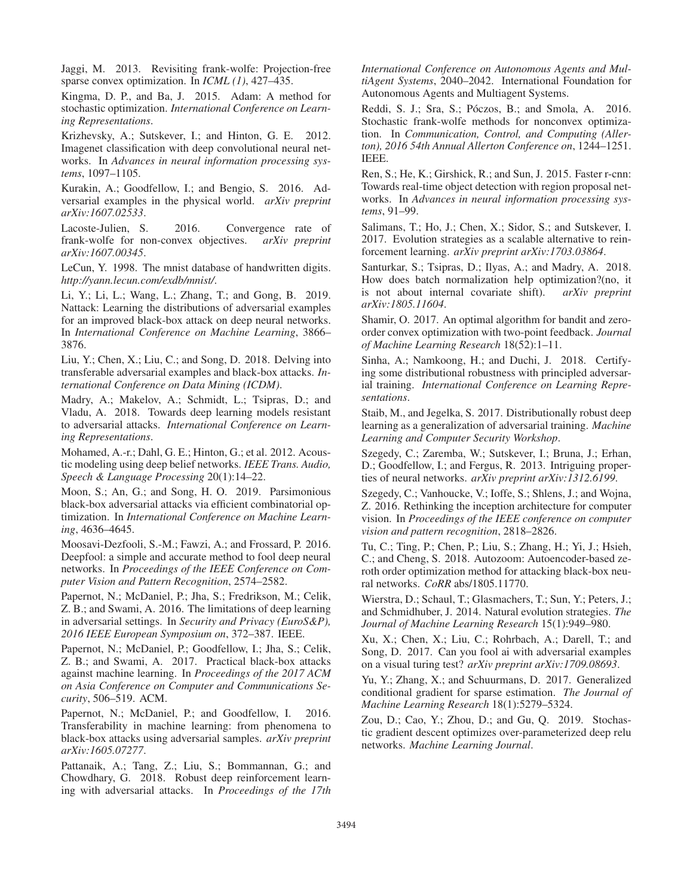Jaggi, M. 2013. Revisiting frank-wolfe: Projection-free sparse convex optimization. In *ICML (1)*, 427–435.

Kingma, D. P., and Ba, J. 2015. Adam: A method for stochastic optimization. *International Conference on Learning Representations*.

Krizhevsky, A.; Sutskever, I.; and Hinton, G. E. 2012. Imagenet classification with deep convolutional neural networks. In *Advances in neural information processing systems*, 1097–1105.

Kurakin, A.; Goodfellow, I.; and Bengio, S. 2016. Adversarial examples in the physical world. *arXiv preprint arXiv:1607.02533*.

Lacoste-Julien, S. 2016. Convergence rate of frank-wolfe for non-convex objectives. *arXiv preprint arXiv:1607.00345*.

LeCun, Y. 1998. The mnist database of handwritten digits. *http://yann.lecun.com/exdb/mnist/*.

Li, Y.; Li, L.; Wang, L.; Zhang, T.; and Gong, B. 2019. Nattack: Learning the distributions of adversarial examples for an improved black-box attack on deep neural networks. In *International Conference on Machine Learning*, 3866–3876.

Liu, Y.; Chen, X.; Liu, C.; and Song, D. 2018. Delving into transferable adversarial examples and black-box attacks. *International Conference on Data Mining (ICDM)*.

Madry, A.; Makelov, A.; Schmidt, L.; Tsipras, D.; and Vladu, A. 2018. Towards deep learning models resistant to adversarial attacks. *International Conference on Learning Representations*.

Mohamed, A.-r.; Dahl, G. E.; Hinton, G.; et al. 2012. Acoustic modeling using deep belief networks. *IEEE Trans. Audio, Speech & Language Processing* 20(1):14–22.

Moon, S.; An, G.; and Song, H. O. 2019. Parsimonious black-box adversarial attacks via efficient combinatorial optimization. In *International Conference on Machine Learning*, 4636–4645.

Moosavi-Dezfooli, S.-M.; Fawzi, A.; and Frossard, P. 2016. Deepfool: a simple and accurate method to fool deep neural networks. In *Proceedings of the IEEE Conference on Computer Vision and Pattern Recognition*, 2574–2582.

Papernot, N.; McDaniel, P.; Jha, S.; Fredrikson, M.; Celik, Z. B.; and Swami, A. 2016. The limitations of deep learning in adversarial settings. In *Security and Privacy (EuroS&P), 2016 IEEE European Symposium on*, 372–387. IEEE.

Papernot, N.; McDaniel, P.; Goodfellow, I.; Jha, S.; Celik, Z. B.; and Swami, A. 2017. Practical black-box attacks against machine learning. In *Proceedings of the 2017 ACM on Asia Conference on Computer and Communications Security*, 506–519. ACM.

Papernot, N.; McDaniel, P.; and Goodfellow, I. 2016. Transferability in machine learning: from phenomena to black-box attacks using adversarial samples. *arXiv preprint arXiv:1605.07277*.

Pattanaik, A.; Tang, Z.; Liu, S.; Bommannan, G.; and Chowdhary, G. 2018. Robust deep reinforcement learning with adversarial attacks. In *Proceedings of the 17th International Conference on Autonomous Agents and MultiAgent Systems*, 2040–2042. International Foundation for Autonomous Agents and Multiagent Systems.

Reddi, S. J.; Sra, S.; Póczos, B.; and Smola, A. 2016. Stochastic frank-wolfe methods for nonconvex optimization. In *Communication, Control, and Computing (Allerton), 2016 54th Annual Allerton Conference on*, 1244–1251. IEEE.

Ren, S.; He, K.; Girshick, R.; and Sun, J. 2015. Faster r-cnn: Towards real-time object detection with region proposal networks. In *Advances in neural information processing systems*, 91–99.

Salimans, T.; Ho, J.; Chen, X.; Sidor, S.; and Sutskever, I. 2017. Evolution strategies as a scalable alternative to reinforcement learning. *arXiv preprint arXiv:1703.03864*.

Santurkar, S.; Tsipras, D.; Ilyas, A.; and Madry, A. 2018. How does batch normalization help optimization?(no, it is not about internal covariate shift). *arXiv preprint arXiv:1805.11604*.

Shamir, O. 2017. An optimal algorithm for bandit and zero-order convex optimization with two-point feedback. *Journal of Machine Learning Research* 18(52):1–11.

Sinha, A.; Namkoong, H.; and Duchi, J. 2018. Certifying some distributional robustness with principled adversarial training. *International Conference on Learning Representations*.

Staib, M., and Jegelka, S. 2017. Distributionally robust deep learning as a generalization of adversarial training. *Machine Learning and Computer Security Workshop*.

Szegedy, C.; Zaremba, W.; Sutskever, I.; Bruna, J.; Erhan, D.; Goodfellow, I.; and Fergus, R. 2013. Intriguing properties of neural networks. *arXiv preprint arXiv:1312.6199*.

Szegedy, C.; Vanhoucke, V.; Ioffe, S.; Shlens, J.; and Wojna, Z. 2016. Rethinking the inception architecture for computer vision. In *Proceedings of the IEEE conference on computer vision and pattern recognition*, 2818–2826.

Tu, C.; Ting, P.; Chen, P.; Liu, S.; Zhang, H.; Yi, J.; Hsieh, C.; and Cheng, S. 2018. Autozoom: Autoencoder-based zeroth order optimization method for attacking black-box neural networks. *CoRR* abs/1805.11770.

Wierstra, D.; Schaul, T.; Glasmachers, T.; Sun, Y.; Peters, J.; and Schmidhuber, J. 2014. Natural evolution strategies. *The Journal of Machine Learning Research* 15(1):949–980.

Xu, X.; Chen, X.; Liu, C.; Rohrbach, A.; Darell, T.; and Song, D. 2017. Can you fool ai with adversarial examples on a visual turing test? *arXiv preprint arXiv:1709.08693*.

Yu, Y.; Zhang, X.; and Schuurmans, D. 2017. Generalized conditional gradient for sparse estimation. *The Journal of Machine Learning Research* 18(1):5279–5324.

Zou, D.; Cao, Y.; Zhou, D.; and Gu, Q. 2019. Stochastic gradient descent optimizes over-parameterized deep relu networks. *Machine Learning Journal*.